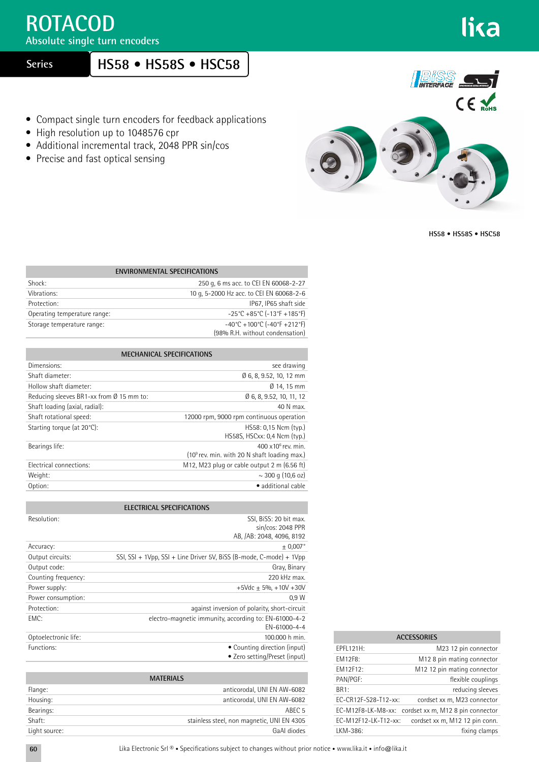# ROTACOD

Absolute single turn encoders

## Series HS58 • HS58S • HSC58

- Compact single turn encoders for feedback applications
- High resolution up to 1048576 cpr
- Additional incremental track, 2048 PPR sin/cos
- Precise and fast optical sensing

HS58 • HS58S • HSC58

| ENVIRONMENTAL SPECIFICATIONS | |
|---|---|
| Shock: | 250 g, 6 ms acc. to CEI EN 60068-2-27 |
| Vibrations: | 10 g, 5-2000 Hz acc. to CEI EN 60068-2-6 |
| Protection: | IP67, IP65 shaft side |
| Operating temperature range: | -25°C +85°C (-13°F +185°F) |
| Storage temperature range: | -40°C +100°C (-40°F +212°F) (98% R.H. without condensation) |

| MECHANICAL SPECIFICATIONS | |
|---|---|
| Dimensions: | see drawing |
| Shaft diameter: | Ø 6, 8, 9.52, 10, 12 mm |
| Hollow shaft diameter: | Ø 14, 15 mm |
| Reducing sleeves BR1-xx from Ø 15 mm to: | Ø 6, 8, 9.52, 10, 11, 12 |
| Shaft loading (axial, radial): | 40 N max. |
| Shaft rotational speed: | 12000 rpm, 9000 rpm continuous operation |
| Starting torque (at 20°C): | HS58: 0,15 Ncm (typ.) HS58S, HSCxx: 0,4 Ncm (typ.) |
| Bearings life: | 400 x$10^6$ rev. min. ($10^9$ rev. min. with 20 N shaft loading max.) |
| Electrical connections: | M12, M23 plug or cable output 2 m (6.56 ft) |
| Weight: | ~ 300 g (10,6 oz) |
| Option: | • additional cable |

| ELECTRICAL SPECIFICATIONS | |
|---|---|
| Resolution: | SSI, BiSS: 20 bit max. sin/cos: 2048 PPR AB, /AB: 2048, 4096, 8192 |
| Accuracy: | ± 0,007° |
| Output circuits: | SSI, SSI + 1Vpp, SSI + Line Driver 5V, BiSS (B-mode, C-mode) + 1Vpp |
| Output code: | Gray, Binary |
| Counting frequency: | 220 kHz max. |
| Power supply: | +5Vdc ± 5%, +10V +30V |
| Power consumption: | 0,9 W |
| Protection: | against inversion of polarity, short-circuit |
| EMC: | electro-magnetic immunity, according to: EN-61000-4-2 EN-61000-4-4 |
| Optoelectronic life: | 100.000 h min. |
| Functions: | • Counting direction (input) • Zero setting/Preset (input) |

| MATERIALS | |
|---|---|
| Flange: | anticorodal, UNI EN AW-6082 |
| Housing: | anticorodal, UNI EN AW-6082 |
| Bearings: | ABEC 5 |
| Shaft: | stainless steel, non magnetic, UNI EN 4305 |
| Light source: | GaAl diodes |

| ACCESSORIES | |
|---|---|
| EPFL121H: | M23 12 pin connector |
| EM12F8: | M12 8 pin mating connector |
| EM12F12: | M12 12 pin mating connector |
| PAN/PGF: | flexible couplings |
| BR1: | reducing sleeves |
| EC-CR12F-S28-T12-xx: | cordset xx m, M23 connector |
| EC-M12F8-LK-M8-xx: | cordset xx m, M12 8 pin connector |
| EC-M12F12-LK-T12-xx: | cordset xx m, M12 12 pin conn. |
| LKM-386: | fixing clamps |

Lika Electronic Srl ® • Specifications subject to changes without prior notice • www.lika.it • info@lika.it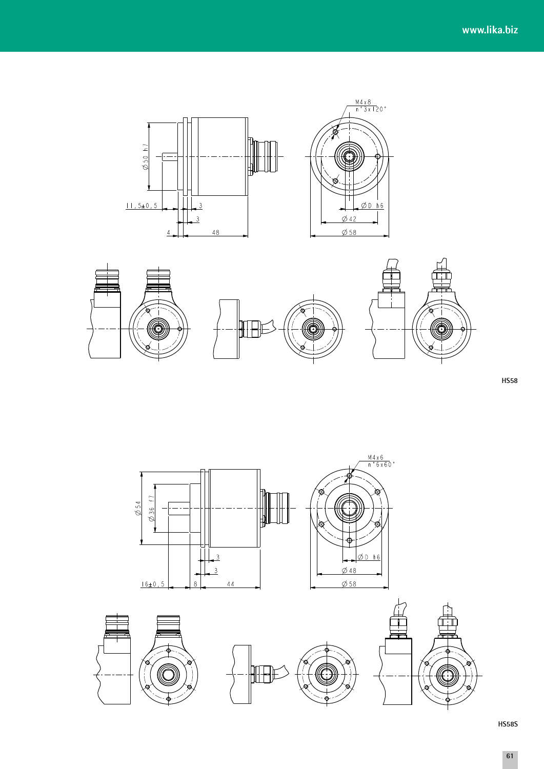M4x8
n°3x120°

Ø50 h7

11,5±0,5

3

3

4

48

ØD h6

Ø42

Ø58

HS58

M4x6
n°6x60°

Ø54

Ø36 f7

3

3

16±0,5

8

44

ØD h6

Ø48

Ø58

HS58S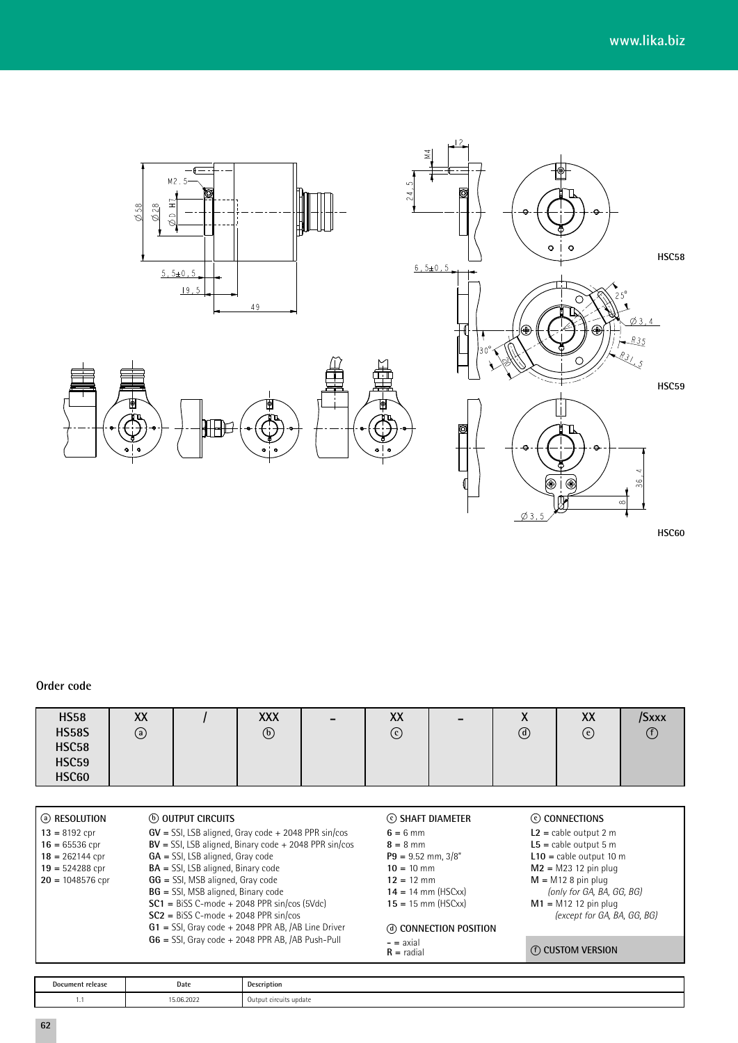HSC58

HSC59

HSC60

## Order code

| | | | | | | | | | |
|---|---|---|---|---|---|---|---|---|---|
| **HS58**<br>**HS58S**<br>**HSC58**<br>**HSC59**<br>**HSC60** | **XX**<br>ⓐ | **/** | **XXX**<br>ⓑ | **-** | **XX**<br>ⓒ | **-** | **X**<br>ⓓ | **XX**<br>ⓔ | **/Sxxx**<br>ⓕ |

ⓐ **RESOLUTION**
- **13** = 8192 cpr
- **16** = 65536 cpr
- **18** = 262144 cpr
- **19** = 524288 cpr
- **20** = 1048576 cpr

ⓑ **OUTPUT CIRCUITS**
- **GV** = SSI, LSB aligned, Gray code + 2048 PPR sin/cos
- **BV** = SSI, LSB aligned, Binary code + 2048 PPR sin/cos
- **GA** = SSI, LSB aligned, Gray code
- **BA** = SSI, LSB aligned, Binary code
- **GG** = SSI, MSB aligned, Gray code
- **BG** = SSI, MSB aligned, Binary code
- **SC1** = BiSS C-mode + 2048 PPR sin/cos (5Vdc)
- **SC2** = BiSS C-mode + 2048 PPR sin/cos
- **G1** = SSI, Gray code + 2048 PPR AB, /AB Line Driver
- **G6** = SSI, Gray code + 2048 PPR AB, /AB Push-Pull

ⓒ **SHAFT DIAMETER**
- **6** = 6 mm
- **8** = 8 mm
- **P9** = 9.52 mm, 3/8"
- **10** = 10 mm
- **12** = 12 mm
- **14** = 14 mm (HSCxx)
- **15** = 15 mm (HSCxx)

ⓓ **CONNECTION POSITION**
- **-** = axial
- **R** = radial

ⓔ **CONNECTIONS**
- **L2** = cable output 2 m
- **L5** = cable output 5 m
- **L10** = cable output 10 m
- **M2** = M23 12 pin plug
- **M** = M12 8 pin plug *(only for GA, BA, GG, BG)*
- **M1** = M12 12 pin plug *(except for GA, BA, GG, BG)*

ⓕ **CUSTOM VERSION**

| Document release | Date | Description |
|---|---|---|
| 1.1 | 15.06.2022 | Output circuits update |